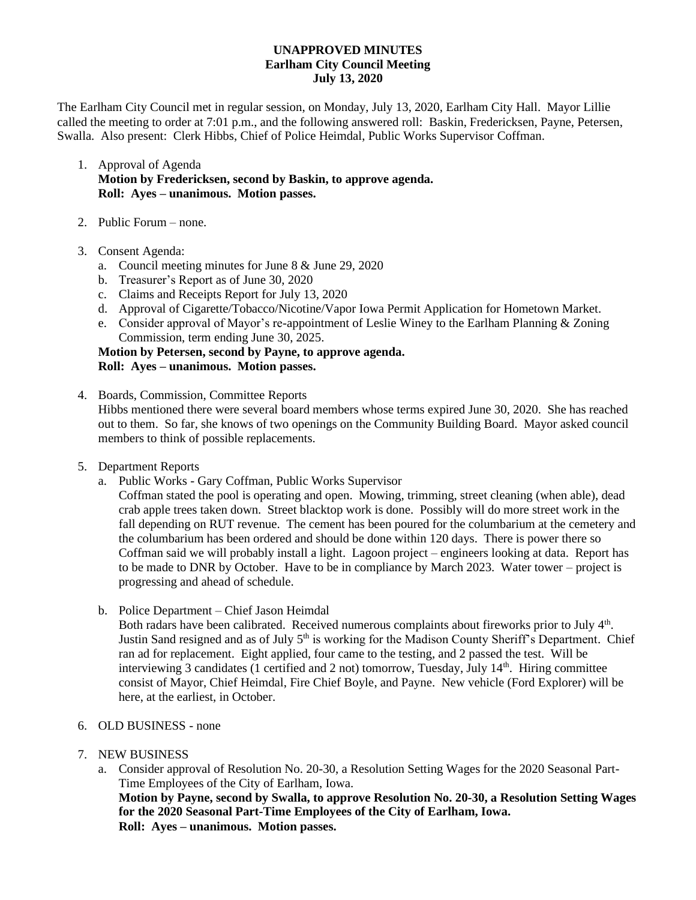**UNAPPROVED MINUTES**
**Earlham City Council Meeting**
**July 13, 2020**

The Earlham City Council met in regular session, on Monday, July 13, 2020, Earlham City Hall. Mayor Lillie called the meeting to order at 7:01 p.m., and the following answered roll: Baskin, Fredericksen, Payne, Petersen, Swalla. Also present: Clerk Hibbs, Chief of Police Heimdal, Public Works Supervisor Coffman.

1. Approval of Agenda
   **Motion by Fredericksen, second by Baskin, to approve agenda.**
   **Roll: Ayes – unanimous. Motion passes.**

2. Public Forum – none.

3. Consent Agenda:
   a. Council meeting minutes for June 8 & June 29, 2020
   b. Treasurer's Report as of June 30, 2020
   c. Claims and Receipts Report for July 13, 2020
   d. Approval of Cigarette/Tobacco/Nicotine/Vapor Iowa Permit Application for Hometown Market.
   e. Consider approval of Mayor's re-appointment of Leslie Winey to the Earlham Planning & Zoning Commission, term ending June 30, 2025.

   **Motion by Petersen, second by Payne, to approve agenda.**
   **Roll: Ayes – unanimous. Motion passes.**

4. Boards, Commission, Committee Reports
   Hibbs mentioned there were several board members whose terms expired June 30, 2020. She has reached out to them. So far, she knows of two openings on the Community Building Board. Mayor asked council members to think of possible replacements.

5. Department Reports
   a. Public Works - Gary Coffman, Public Works Supervisor
      Coffman stated the pool is operating and open. Mowing, trimming, street cleaning (when able), dead crab apple trees taken down. Street blacktop work is done. Possibly will do more street work in the fall depending on RUT revenue. The cement has been poured for the columbarium at the cemetery and the columbarium has been ordered and should be done within 120 days. There is power there so Coffman said we will probably install a light. Lagoon project – engineers looking at data. Report has to be made to DNR by October. Have to be in compliance by March 2023. Water tower – project is progressing and ahead of schedule.

   b. Police Department – Chief Jason Heimdal
      Both radars have been calibrated. Received numerous complaints about fireworks prior to July 4th. Justin Sand resigned and as of July 5th is working for the Madison County Sheriff's Department. Chief ran ad for replacement. Eight applied, four came to the testing, and 2 passed the test. Will be interviewing 3 candidates (1 certified and 2 not) tomorrow, Tuesday, July 14th. Hiring committee consist of Mayor, Chief Heimdal, Fire Chief Boyle, and Payne. New vehicle (Ford Explorer) will be here, at the earliest, in October.

6. OLD BUSINESS - none

7. NEW BUSINESS
   a. Consider approval of Resolution No. 20-30, a Resolution Setting Wages for the 2020 Seasonal Part-Time Employees of the City of Earlham, Iowa.
      **Motion by Payne, second by Swalla, to approve Resolution No. 20-30, a Resolution Setting Wages for the 2020 Seasonal Part-Time Employees of the City of Earlham, Iowa.**
      **Roll: Ayes – unanimous. Motion passes.**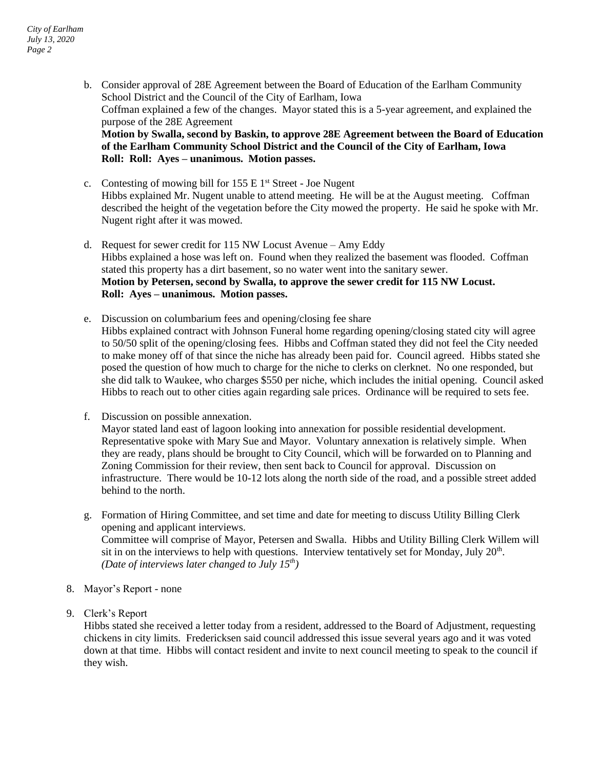b. Consider approval of 28E Agreement between the Board of Education of the Earlham Community School District and the Council of the City of Earlham, Iowa
   Coffman explained a few of the changes. Mayor stated this is a 5-year agreement, and explained the purpose of the 28E Agreement
   **Motion by Swalla, second by Baskin, to approve 28E Agreement between the Board of Education of the Earlham Community School District and the Council of the City of Earlham, Iowa**
   **Roll: Roll: Ayes – unanimous. Motion passes.**

c. Contesting of mowing bill for 155 E 1st Street - Joe Nugent
   Hibbs explained Mr. Nugent unable to attend meeting. He will be at the August meeting. Coffman described the height of the vegetation before the City mowed the property. He said he spoke with Mr. Nugent right after it was mowed.

d. Request for sewer credit for 115 NW Locust Avenue – Amy Eddy
   Hibbs explained a hose was left on. Found when they realized the basement was flooded. Coffman stated this property has a dirt basement, so no water went into the sanitary sewer.
   **Motion by Petersen, second by Swalla, to approve the sewer credit for 115 NW Locust.**
   **Roll: Ayes – unanimous. Motion passes.**

e. Discussion on columbarium fees and opening/closing fee share
   Hibbs explained contract with Johnson Funeral home regarding opening/closing stated city will agree to 50/50 split of the opening/closing fees. Hibbs and Coffman stated they did not feel the City needed to make money off of that since the niche has already been paid for. Council agreed. Hibbs stated she posed the question of how much to charge for the niche to clerks on clerknet. No one responded, but she did talk to Waukee, who charges $550 per niche, which includes the initial opening. Council asked Hibbs to reach out to other cities again regarding sale prices. Ordinance will be required to sets fee.

f. Discussion on possible annexation.
   Mayor stated land east of lagoon looking into annexation for possible residential development. Representative spoke with Mary Sue and Mayor. Voluntary annexation is relatively simple. When they are ready, plans should be brought to City Council, which will be forwarded on to Planning and Zoning Commission for their review, then sent back to Council for approval. Discussion on infrastructure. There would be 10-12 lots along the north side of the road, and a possible street added behind to the north.

g. Formation of Hiring Committee, and set time and date for meeting to discuss Utility Billing Clerk opening and applicant interviews.
   Committee will comprise of Mayor, Petersen and Swalla. Hibbs and Utility Billing Clerk Willem will sit in on the interviews to help with questions. Interview tentatively set for Monday, July 20th.
   *(Date of interviews later changed to July 15th)*

8. Mayor's Report - none

9. Clerk's Report
   Hibbs stated she received a letter today from a resident, addressed to the Board of Adjustment, requesting chickens in city limits. Fredericksen said council addressed this issue several years ago and it was voted down at that time. Hibbs will contact resident and invite to next council meeting to speak to the council if they wish.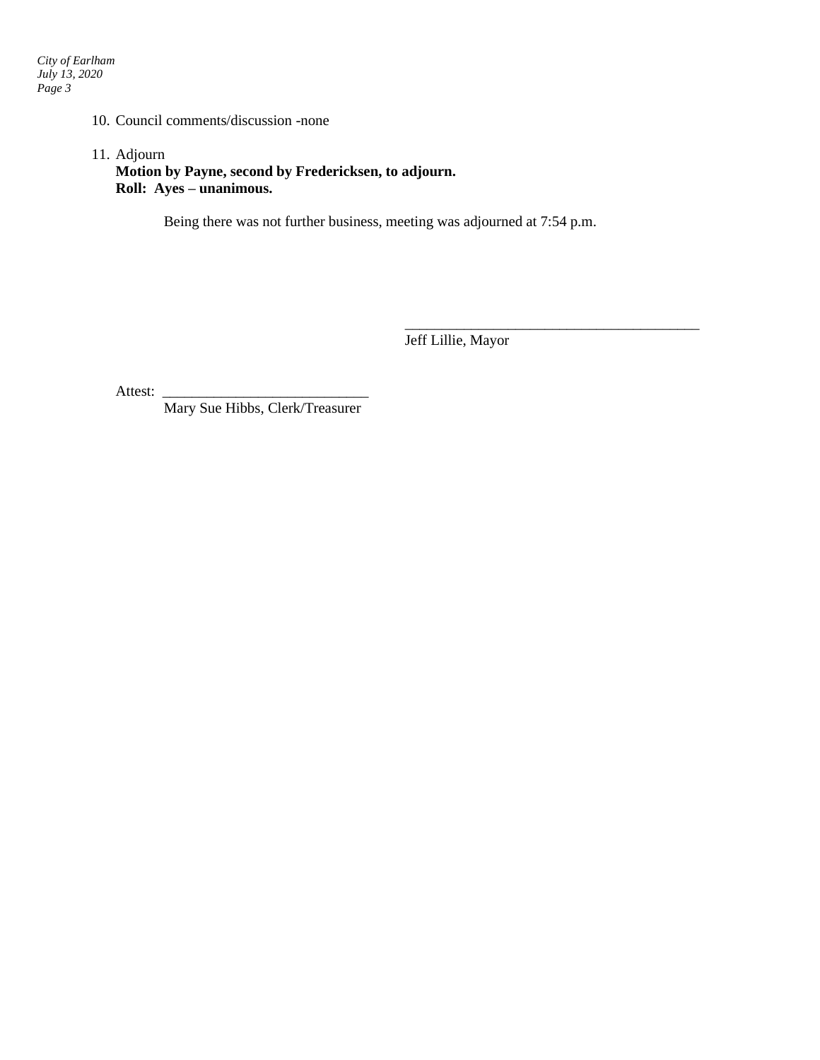10. Council comments/discussion -none

11. Adjourn
    **Motion by Payne, second by Fredericksen, to adjourn.**
    **Roll: Ayes – unanimous.**

    Being there was not further business, meeting was adjourned at 7:54 p.m.

\_\_\_\_\_\_\_\_\_\_\_\_\_\_\_\_\_\_\_\_\_\_\_\_\_\_\_\_\_\_\_\_\_\_\_\_\_\_\_\_
Jeff Lillie, Mayor

Attest: \_\_\_\_\_\_\_\_\_\_\_\_\_\_\_\_\_\_\_\_\_\_\_\_\_\_\_\_
Mary Sue Hibbs, Clerk/Treasurer